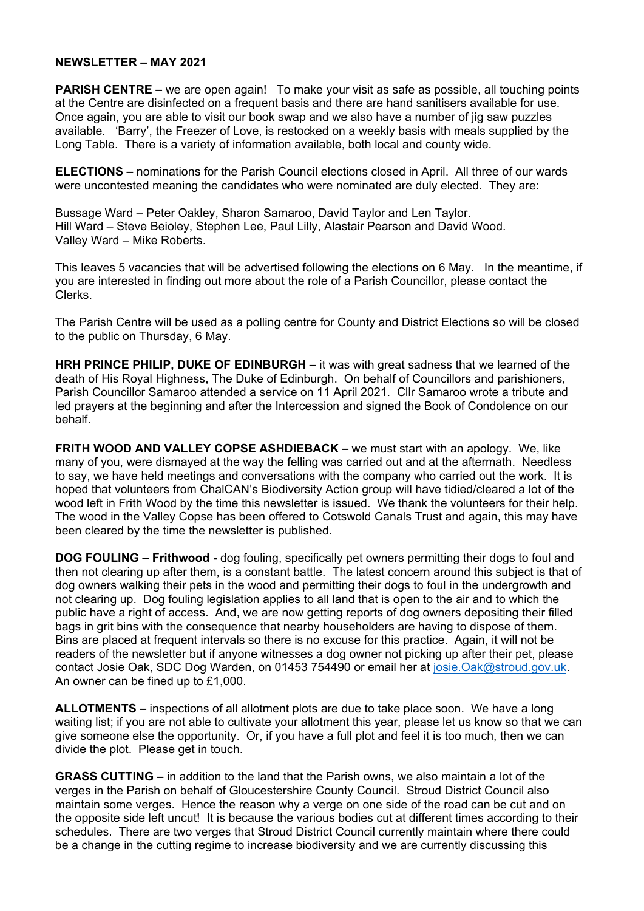**NEWSLETTER – MAY 2021**

**PARISH CENTRE –** we are open again! To make your visit as safe as possible, all touching points at the Centre are disinfected on a frequent basis and there are hand sanitisers available for use. Once again, you are able to visit our book swap and we also have a number of jig saw puzzles available. 'Barry', the Freezer of Love, is restocked on a weekly basis with meals supplied by the Long Table. There is a variety of information available, both local and county wide.

**ELECTIONS –** nominations for the Parish Council elections closed in April. All three of our wards were uncontested meaning the candidates who were nominated are duly elected. They are:

Bussage Ward – Peter Oakley, Sharon Samaroo, David Taylor and Len Taylor.
Hill Ward – Steve Beioley, Stephen Lee, Paul Lilly, Alastair Pearson and David Wood.
Valley Ward – Mike Roberts.

This leaves 5 vacancies that will be advertised following the elections on 6 May. In the meantime, if you are interested in finding out more about the role of a Parish Councillor, please contact the Clerks.

The Parish Centre will be used as a polling centre for County and District Elections so will be closed to the public on Thursday, 6 May.

**HRH PRINCE PHILIP, DUKE OF EDINBURGH –** it was with great sadness that we learned of the death of His Royal Highness, The Duke of Edinburgh. On behalf of Councillors and parishioners, Parish Councillor Samaroo attended a service on 11 April 2021. Cllr Samaroo wrote a tribute and led prayers at the beginning and after the Intercession and signed the Book of Condolence on our behalf.

**FRITH WOOD AND VALLEY COPSE ASHDIEBACK –** we must start with an apology. We, like many of you, were dismayed at the way the felling was carried out and at the aftermath. Needless to say, we have held meetings and conversations with the company who carried out the work. It is hoped that volunteers from ChalCAN's Biodiversity Action group will have tidied/cleared a lot of the wood left in Frith Wood by the time this newsletter is issued. We thank the volunteers for their help. The wood in the Valley Copse has been offered to Cotswold Canals Trust and again, this may have been cleared by the time the newsletter is published.

**DOG FOULING – Frithwood -** dog fouling, specifically pet owners permitting their dogs to foul and then not clearing up after them, is a constant battle. The latest concern around this subject is that of dog owners walking their pets in the wood and permitting their dogs to foul in the undergrowth and not clearing up. Dog fouling legislation applies to all land that is open to the air and to which the public have a right of access. And, we are now getting reports of dog owners depositing their filled bags in grit bins with the consequence that nearby householders are having to dispose of them. Bins are placed at frequent intervals so there is no excuse for this practice. Again, it will not be readers of the newsletter but if anyone witnesses a dog owner not picking up after their pet, please contact Josie Oak, SDC Dog Warden, on 01453 754490 or email her at josie.Oak@stroud.gov.uk. An owner can be fined up to £1,000.

**ALLOTMENTS –** inspections of all allotment plots are due to take place soon. We have a long waiting list; if you are not able to cultivate your allotment this year, please let us know so that we can give someone else the opportunity. Or, if you have a full plot and feel it is too much, then we can divide the plot. Please get in touch.

**GRASS CUTTING –** in addition to the land that the Parish owns, we also maintain a lot of the verges in the Parish on behalf of Gloucestershire County Council. Stroud District Council also maintain some verges. Hence the reason why a verge on one side of the road can be cut and on the opposite side left uncut! It is because the various bodies cut at different times according to their schedules. There are two verges that Stroud District Council currently maintain where there could be a change in the cutting regime to increase biodiversity and we are currently discussing this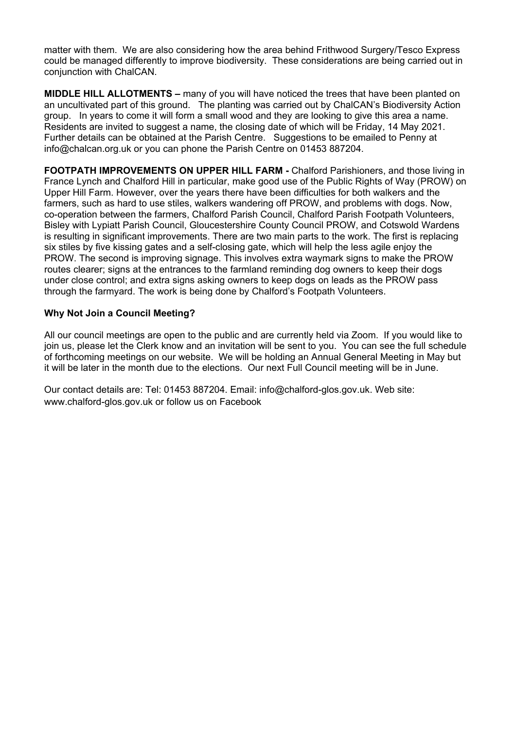matter with them. We are also considering how the area behind Frithwood Surgery/Tesco Express could be managed differently to improve biodiversity. These considerations are being carried out in conjunction with ChalCAN.

**MIDDLE HILL ALLOTMENTS –** many of you will have noticed the trees that have been planted on an uncultivated part of this ground. The planting was carried out by ChalCAN's Biodiversity Action group. In years to come it will form a small wood and they are looking to give this area a name. Residents are invited to suggest a name, the closing date of which will be Friday, 14 May 2021. Further details can be obtained at the Parish Centre. Suggestions to be emailed to Penny at info@chalcan.org.uk or you can phone the Parish Centre on 01453 887204.

**FOOTPATH IMPROVEMENTS ON UPPER HILL FARM -** Chalford Parishioners, and those living in France Lynch and Chalford Hill in particular, make good use of the Public Rights of Way (PROW) on Upper Hill Farm. However, over the years there have been difficulties for both walkers and the farmers, such as hard to use stiles, walkers wandering off PROW, and problems with dogs. Now, co-operation between the farmers, Chalford Parish Council, Chalford Parish Footpath Volunteers, Bisley with Lypiatt Parish Council, Gloucestershire County Council PROW, and Cotswold Wardens is resulting in significant improvements. There are two main parts to the work. The first is replacing six stiles by five kissing gates and a self-closing gate, which will help the less agile enjoy the PROW. The second is improving signage. This involves extra waymark signs to make the PROW routes clearer; signs at the entrances to the farmland reminding dog owners to keep their dogs under close control; and extra signs asking owners to keep dogs on leads as the PROW pass through the farmyard. The work is being done by Chalford's Footpath Volunteers.

**Why Not Join a Council Meeting?**

All our council meetings are open to the public and are currently held via Zoom. If you would like to join us, please let the Clerk know and an invitation will be sent to you. You can see the full schedule of forthcoming meetings on our website. We will be holding an Annual General Meeting in May but it will be later in the month due to the elections. Our next Full Council meeting will be in June.

Our contact details are: Tel: 01453 887204. Email: info@chalford-glos.gov.uk. Web site: www.chalford-glos.gov.uk or follow us on Facebook